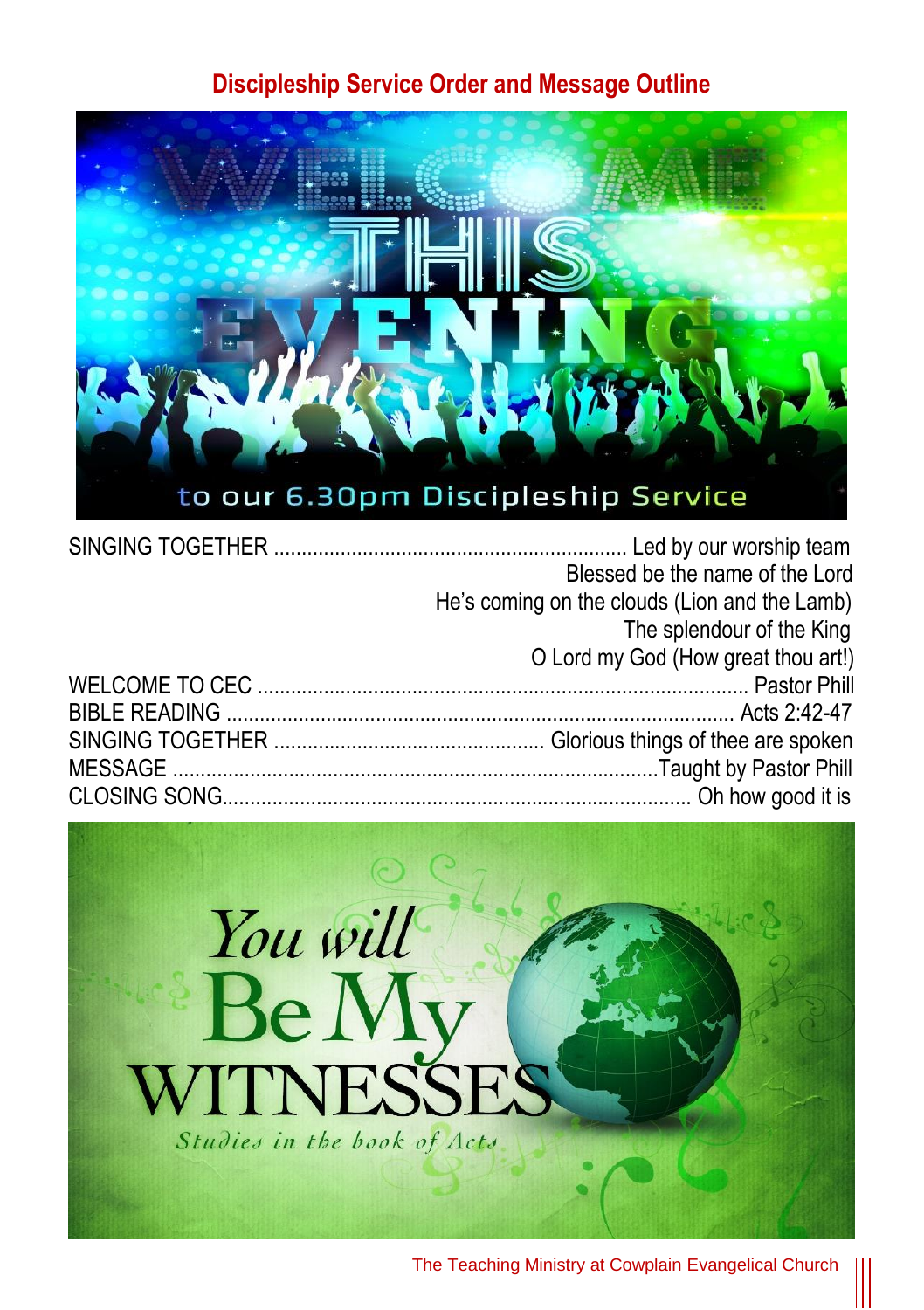## Discipleship Service Order and Message Outline

SINGING TOGETHER ............................................................... Led by our worship team
Blessed be the name of the Lord
He's coming on the clouds (Lion and the Lamb)
The splendour of the King
O Lord my God (How great thou art!)

WELCOME TO CEC ........................................................................................ Pastor Phill
BIBLE READING ........................................................................................... Acts 2:42-47
SINGING TOGETHER ................................................ Glorious things of thee are spoken
MESSAGE ........................................................................................Taught by Pastor Phill
CLOSING SONG.................................................................................... Oh how good it is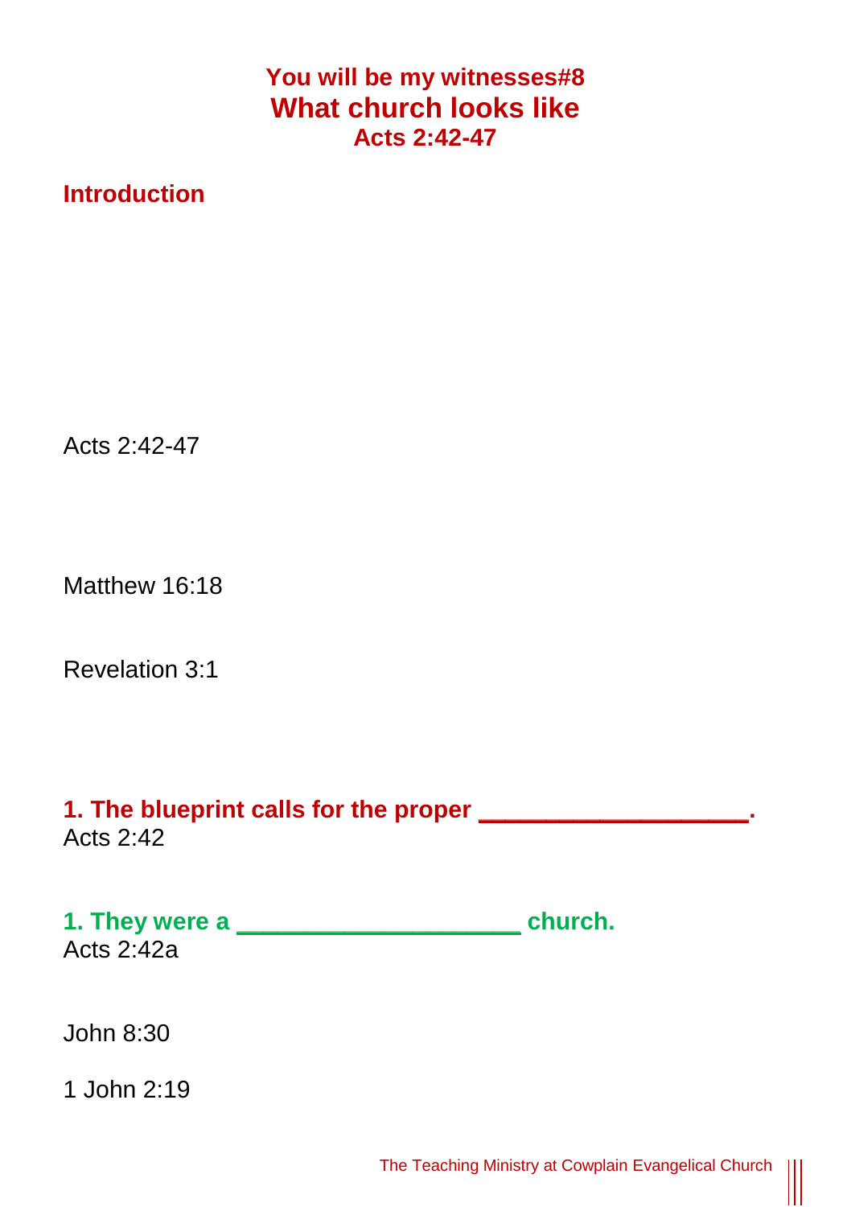### You will be my witnesses#8

# What church looks like

### Acts 2:42-47

## Introduction

Acts 2:42-47

Matthew 16:18

Revelation 3:1

**1. The blueprint calls for the proper ___________________.**
Acts 2:42

**1. They were a ____________________ church.**
Acts 2:42a

John 8:30

1 John 2:19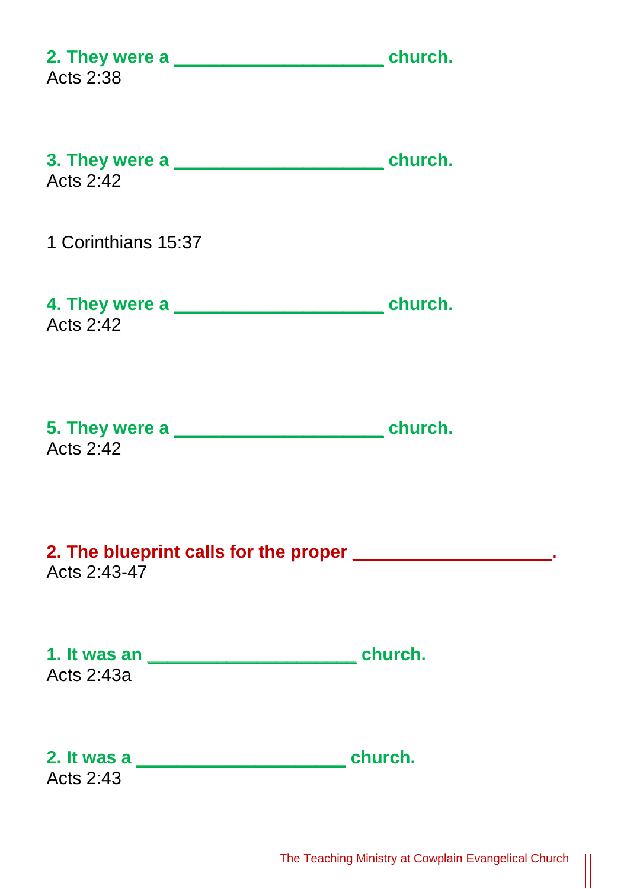**2. They were a \_\_\_\_\_\_\_\_\_\_\_\_\_\_\_\_\_\_\_\_ church.**
Acts 2:38

**3. They were a \_\_\_\_\_\_\_\_\_\_\_\_\_\_\_\_\_\_\_\_ church.**
Acts 2:42

1 Corinthians 15:37

**4. They were a \_\_\_\_\_\_\_\_\_\_\_\_\_\_\_\_\_\_\_\_ church.**
Acts 2:42

**5. They were a \_\_\_\_\_\_\_\_\_\_\_\_\_\_\_\_\_\_\_\_ church.**
Acts 2:42

**2. The blueprint calls for the proper \_\_\_\_\_\_\_\_\_\_\_\_\_\_\_\_\_\_\_.**
Acts 2:43-47

**1. It was an \_\_\_\_\_\_\_\_\_\_\_\_\_\_\_\_\_\_\_\_ church.**
Acts 2:43a

**2. It was a \_\_\_\_\_\_\_\_\_\_\_\_\_\_\_\_\_\_\_\_ church.**
Acts 2:43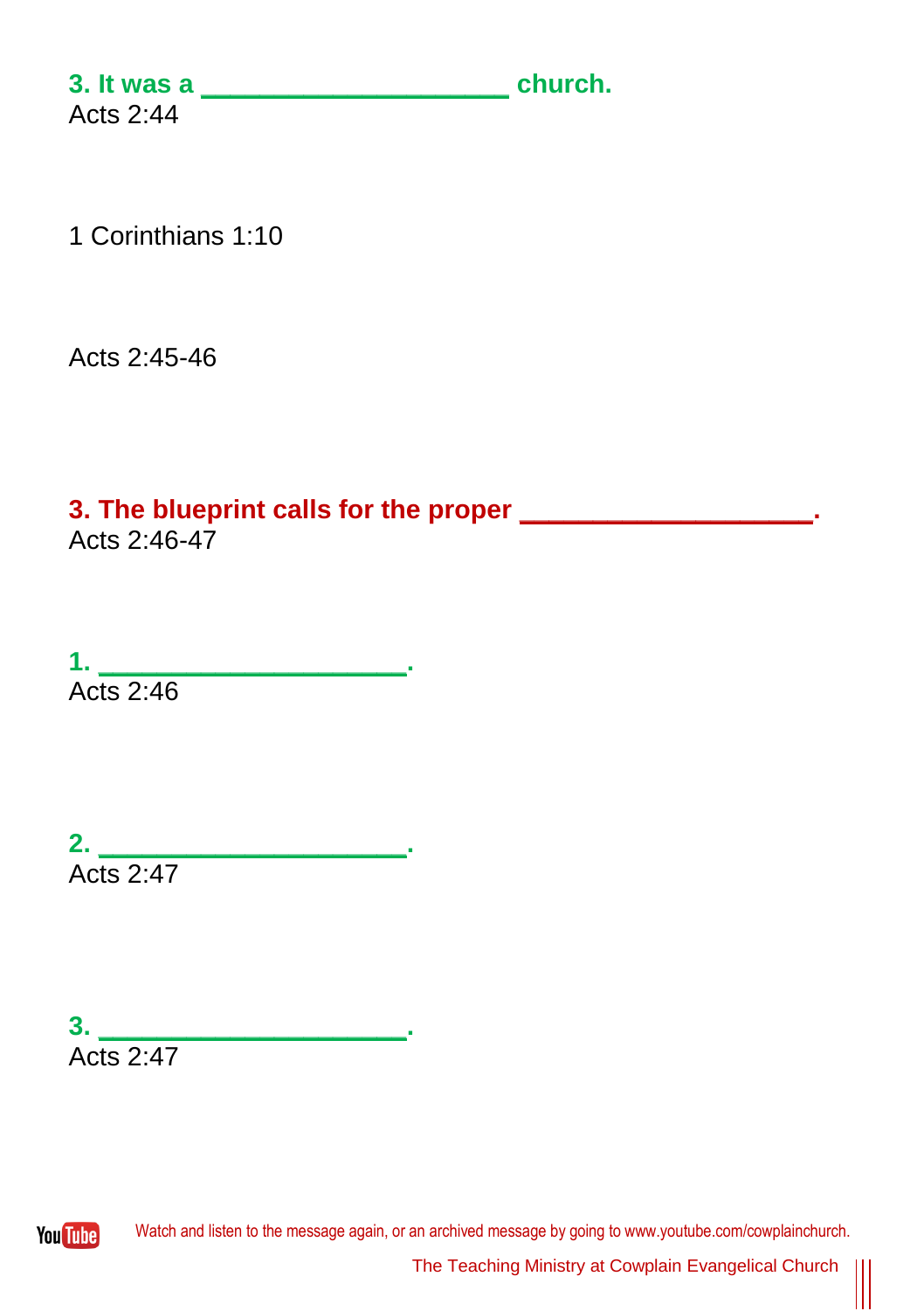**3. It was a ____________________ church.**

Acts 2:44

1 Corinthians 1:10

Acts 2:45-46

**3. The blueprint calls for the proper ____________________.**

Acts 2:46-47

**1. ____________________.**

Acts 2:46

**2. ____________________.**

Acts 2:47

**3. ____________________.**

Acts 2:47

Watch and listen to the message again, or an archived message by going to www.youtube.com/cowplainchurch.

The Teaching Ministry at Cowplain Evangelical Church